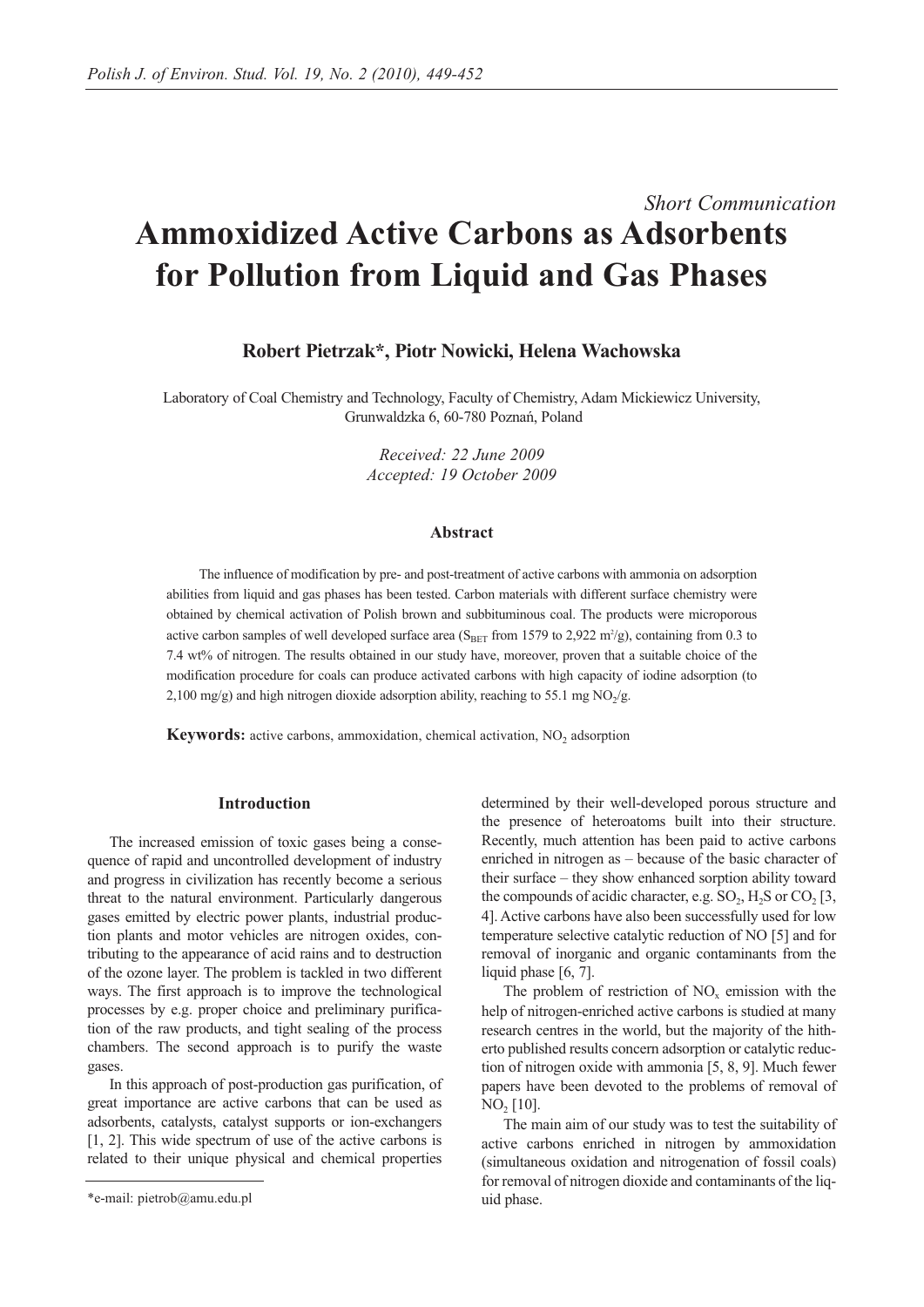*Short Communication*

# Ammoxidized Active Carbons as Adsorbents for Pollution from Liquid and Gas Phases

**Robert Pietrzak\*, Piotr Nowicki, Helena Wachowska**

Laboratory of Coal Chemistry and Technology, Faculty of Chemistry, Adam Mickiewicz University, Grunwaldzka 6, 60-780 Poznań, Poland

*Received: 22 June 2009*
*Accepted: 19 October 2009*

### Abstract

The influence of modification by pre- and post-treatment of active carbons with ammonia on adsorption abilities from liquid and gas phases has been tested. Carbon materials with different surface chemistry were obtained by chemical activation of Polish brown and subbituminous coal. The products were microporous active carbon samples of well developed surface area ($S_{BET}$ from 1579 to 2,922 $m^2/g$), containing from 0.3 to 7.4 wt% of nitrogen. The results obtained in our study have, moreover, proven that a suitable choice of the modification procedure for coals can produce activated carbons with high capacity of iodine adsorption (to 2,100 mg/g) and high nitrogen dioxide adsorption ability, reaching to 55.1 mg $NO_2$/g.

**Keywords:** active carbons, ammoxidation, chemical activation, $NO_2$ adsorption

## Introduction

The increased emission of toxic gases being a consequence of rapid and uncontrolled development of industry and progress in civilization has recently become a serious threat to the natural environment. Particularly dangerous gases emitted by electric power plants, industrial production plants and motor vehicles are nitrogen oxides, contributing to the appearance of acid rains and to destruction of the ozone layer. The problem is tackled in two different ways. The first approach is to improve the technological processes by e.g. proper choice and preliminary purification of the raw products, and tight sealing of the process chambers. The second approach is to purify the waste gases.

In this approach of post-production gas purification, of great importance are active carbons that can be used as adsorbents, catalysts, catalyst supports or ion-exchangers [1, 2]. This wide spectrum of use of the active carbons is related to their unique physical and chemical properties determined by their well-developed porous structure and the presence of heteroatoms built into their structure. Recently, much attention has been paid to active carbons enriched in nitrogen as – because of the basic character of their surface – they show enhanced sorption ability toward the compounds of acidic character, e.g. $SO_2$, $H_2S$ or $CO_2$ [3, 4]. Active carbons have also been successfully used for low temperature selective catalytic reduction of NO [5] and for removal of inorganic and organic contaminants from the liquid phase [6, 7].

The problem of restriction of $NO_x$ emission with the help of nitrogen-enriched active carbons is studied at many research centres in the world, but the majority of the hitherto published results concern adsorption or catalytic reduction of nitrogen oxide with ammonia [5, 8, 9]. Much fewer papers have been devoted to the problems of removal of $NO_2$ [10].

The main aim of our study was to test the suitability of active carbons enriched in nitrogen by ammoxidation (simultaneous oxidation and nitrogenation of fossil coals) for removal of nitrogen dioxide and contaminants of the liquid phase.

\*e-mail: pietrob@amu.edu.pl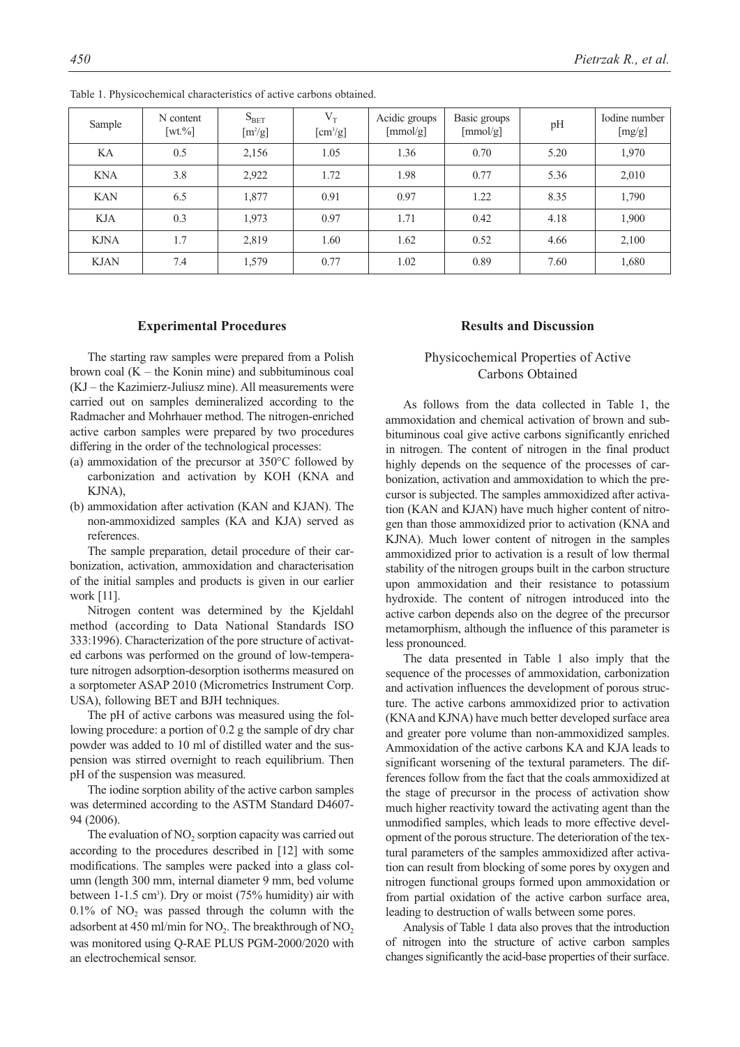Table 1. Physicochemical characteristics of active carbons obtained.

| Sample | N content [wt.%] | $S_{BET}$ [$m^2/g$] | $V_T$ [$cm^3/g$] | Acidic groups [mmol/g] | Basic groups [mmol/g] | pH | Iodine number [mg/g] |
|---|---|---|---|---|---|---|---|
| KA | 0.5 | 2,156 | 1.05 | 1.36 | 0.70 | 5.20 | 1,970 |
| KNA | 3.8 | 2,922 | 1.72 | 1.98 | 0.77 | 5.36 | 2,010 |
| KAN | 6.5 | 1,877 | 0.91 | 0.97 | 1.22 | 8.35 | 1,790 |
| KJA | 0.3 | 1,973 | 0.97 | 1.71 | 0.42 | 4.18 | 1,900 |
| KJNA | 1.7 | 2,819 | 1.60 | 1.62 | 0.52 | 4.66 | 2,100 |
| KJAN | 7.4 | 1,579 | 0.77 | 1.02 | 0.89 | 7.60 | 1,680 |

## Experimental Procedures

The starting raw samples were prepared from a Polish brown coal (K – the Konin mine) and subbituminous coal (KJ – the Kazimierz-Juliusz mine). All measurements were carried out on samples demineralized according to the Radmacher and Mohrhauer method. The nitrogen-enriched active carbon samples were prepared by two procedures differing in the order of the technological processes:

(a) ammoxidation of the precursor at 350°C followed by carbonization and activation by KOH (KNA and KJNA),

(b) ammoxidation after activation (KAN and KJAN). The non-ammoxidized samples (KA and KJA) served as references.

The sample preparation, detail procedure of their carbonization, activation, ammoxidation and characterisation of the initial samples and products is given in our earlier work [11].

Nitrogen content was determined by the Kjeldahl method (according to Data National Standards ISO 333:1996). Characterization of the pore structure of activated carbons was performed on the ground of low-temperature nitrogen adsorption-desorption isotherms measured on a sorptometer ASAP 2010 (Micrometrics Instrument Corp. USA), following BET and BJH techniques.

The pH of active carbons was measured using the following procedure: a portion of 0.2 g the sample of dry char powder was added to 10 ml of distilled water and the suspension was stirred overnight to reach equilibrium. Then pH of the suspension was measured.

The iodine sorption ability of the active carbon samples was determined according to the ASTM Standard D4607-94 (2006).

The evaluation of $NO_2$ sorption capacity was carried out according to the procedures described in [12] with some modifications. The samples were packed into a glass column (length 300 mm, internal diameter 9 mm, bed volume between 1-1.5 $cm^3$). Dry or moist (75% humidity) air with 0.1% of $NO_2$ was passed through the column with the adsorbent at 450 ml/min for $NO_2$. The breakthrough of $NO_2$ was monitored using Q-RAE PLUS PGM-2000/2020 with an electrochemical sensor.

## Results and Discussion

### Physicochemical Properties of Active Carbons Obtained

As follows from the data collected in Table 1, the ammoxidation and chemical activation of brown and subbituminous coal give active carbons significantly enriched in nitrogen. The content of nitrogen in the final product highly depends on the sequence of the processes of carbonization, activation and ammoxidation to which the precursor is subjected. The samples ammoxidized after activation (KAN and KJAN) have much higher content of nitrogen than those ammoxidized prior to activation (KNA and KJNA). Much lower content of nitrogen in the samples ammoxidized prior to activation is a result of low thermal stability of the nitrogen groups built in the carbon structure upon ammoxidation and their resistance to potassium hydroxide. The content of nitrogen introduced into the active carbon depends also on the degree of the precursor metamorphism, although the influence of this parameter is less pronounced.

The data presented in Table 1 also imply that the sequence of the processes of ammoxidation, carbonization and activation influences the development of porous structure. The active carbons ammoxidized prior to activation (KNA and KJNA) have much better developed surface area and greater pore volume than non-ammoxidized samples. Ammoxidation of the active carbons KA and KJA leads to significant worsening of the textural parameters. The differences follow from the fact that the coals ammoxidized at the stage of precursor in the process of activation show much higher reactivity toward the activating agent than the unmodified samples, which leads to more effective development of the porous structure. The deterioration of the textural parameters of the samples ammoxidized after activation can result from blocking of some pores by oxygen and nitrogen functional groups formed upon ammoxidation or from partial oxidation of the active carbon surface area, leading to destruction of walls between some pores.

Analysis of Table 1 data also proves that the introduction of nitrogen into the structure of active carbon samples changes significantly the acid-base properties of their surface.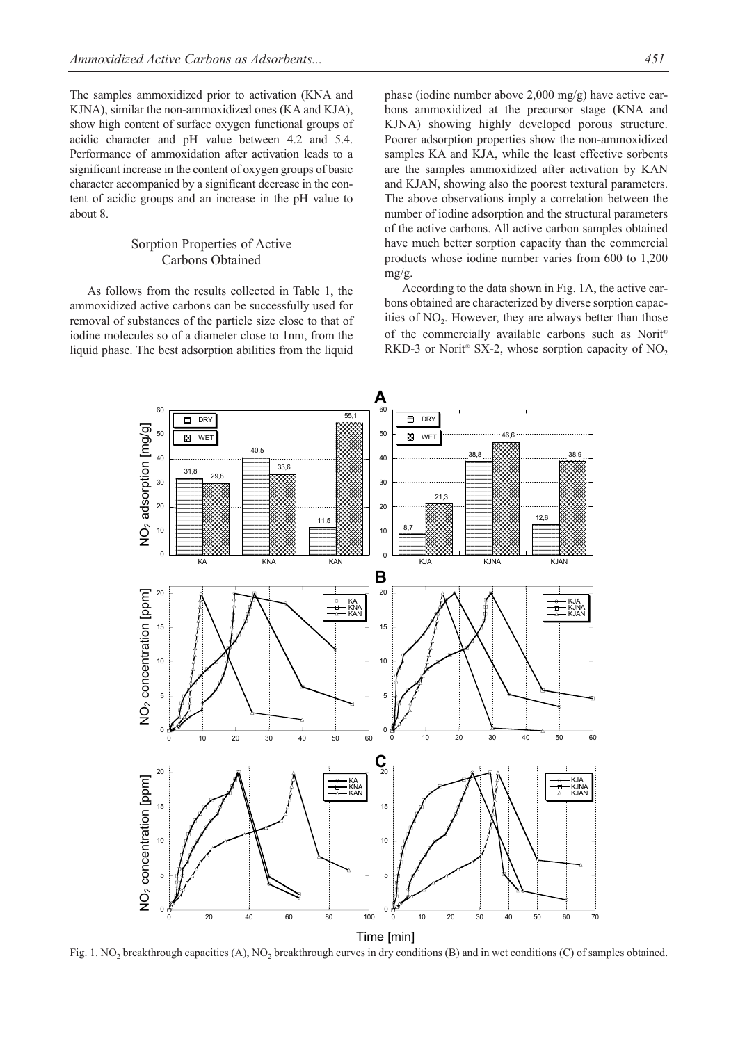The samples ammoxidized prior to activation (KNA and KJNA), similar the non-ammoxidized ones (KA and KJA), show high content of surface oxygen functional groups of acidic character and pH value between 4.2 and 5.4. Performance of ammoxidation after activation leads to a significant increase in the content of oxygen groups of basic character accompanied by a significant decrease in the content of acidic groups and an increase in the pH value to about 8.

## Sorption Properties of Active Carbons Obtained

As follows from the results collected in Table 1, the ammoxidized active carbons can be successfully used for removal of substances of the particle size close to that of iodine molecules so of a diameter close to 1nm, from the liquid phase. The best adsorption abilities from the liquid phase (iodine number above 2,000 mg/g) have active carbons ammoxidized at the precursor stage (KNA and KJNA) showing highly developed porous structure. Poorer adsorption properties show the non-ammoxidized samples KA and KJA, while the least effective sorbents are the samples ammoxidized after activation by KAN and KJAN, showing also the poorest textural parameters. The above observations imply a correlation between the number of iodine adsorption and the structural parameters of the active carbons. All active carbon samples obtained have much better sorption capacity than the commercial products whose iodine number varies from 600 to 1,200 mg/g.

According to the data shown in Fig. 1A, the active carbons obtained are characterized by diverse sorption capacities of $NO_2$. However, they are always better than those of the commercially available carbons such as Norit® RKD-3 or Norit® SX-2, whose sorption capacity of $NO_2$

Fig. 1. $NO_2$ breakthrough capacities (A), $NO_2$ breakthrough curves in dry conditions (B) and in wet conditions (C) of samples obtained.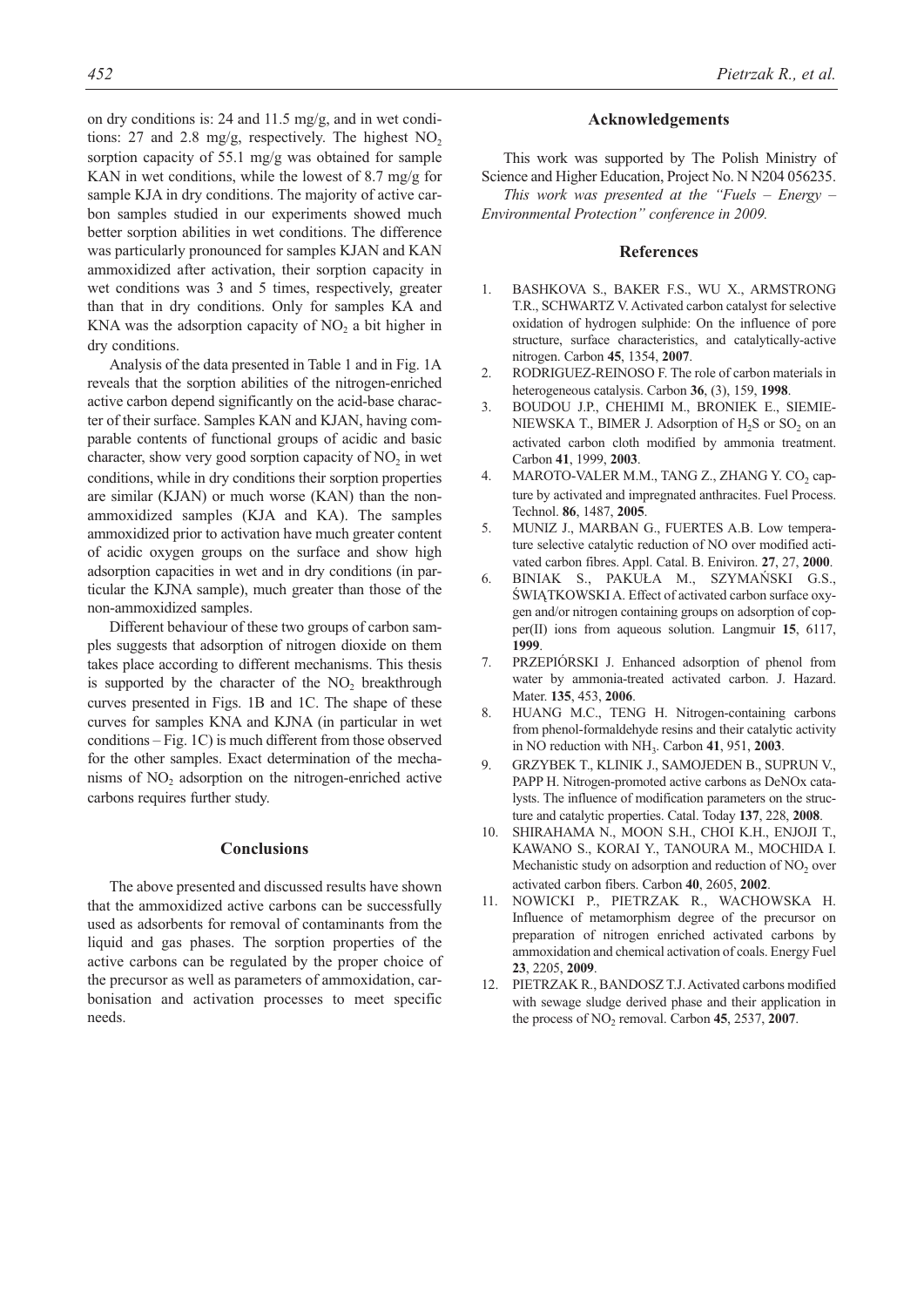on dry conditions is: 24 and 11.5 mg/g, and in wet conditions: 27 and 2.8 mg/g, respectively. The highest $NO_2$ sorption capacity of 55.1 mg/g was obtained for sample KAN in wet conditions, while the lowest of 8.7 mg/g for sample KJA in dry conditions. The majority of active carbon samples studied in our experiments showed much better sorption abilities in wet conditions. The difference was particularly pronounced for samples KJAN and KAN ammoxidized after activation, their sorption capacity in wet conditions was 3 and 5 times, respectively, greater than that in dry conditions. Only for samples KA and KNA was the adsorption capacity of $NO_2$ a bit higher in dry conditions.

Analysis of the data presented in Table 1 and in Fig. 1A reveals that the sorption abilities of the nitrogen-enriched active carbon depend significantly on the acid-base character of their surface. Samples KAN and KJAN, having comparable contents of functional groups of acidic and basic character, show very good sorption capacity of $NO_2$ in wet conditions, while in dry conditions their sorption properties are similar (KJAN) or much worse (KAN) than the non-ammoxidized samples (KJA and KA). The samples ammoxidized prior to activation have much greater content of acidic oxygen groups on the surface and show high adsorption capacities in wet and in dry conditions (in particular the KJNA sample), much greater than those of the non-ammoxidized samples.

Different behaviour of these two groups of carbon samples suggests that adsorption of nitrogen dioxide on them takes place according to different mechanisms. This thesis is supported by the character of the $NO_2$ breakthrough curves presented in Figs. 1B and 1C. The shape of these curves for samples KNA and KJNA (in particular in wet conditions – Fig. 1C) is much different from those observed for the other samples. Exact determination of the mechanisms of $NO_2$ adsorption on the nitrogen-enriched active carbons requires further study.

## Conclusions

The above presented and discussed results have shown that the ammoxidized active carbons can be successfully used as adsorbents for removal of contaminants from the liquid and gas phases. The sorption properties of the active carbons can be regulated by the proper choice of the precursor as well as parameters of ammoxidation, carbonisation and activation processes to meet specific needs.

## Acknowledgements

This work was supported by The Polish Ministry of Science and Higher Education, Project No. N N204 056235.

*This work was presented at the "Fuels – Energy – Environmental Protection" conference in 2009.*

## References

1. BASHKOVA S., BAKER F.S., WU X., ARMSTRONG T.R., SCHWARTZ V. Activated carbon catalyst for selective oxidation of hydrogen sulphide: On the influence of pore structure, surface characteristics, and catalytically-active nitrogen. Carbon **45**, 1354, **2007**.
2. RODRIGUEZ-REINOSO F. The role of carbon materials in heterogeneous catalysis. Carbon **36**, (3), 159, **1998**.
3. BOUDOU J.P., CHEHIMI M., BRONIEK E., SIEMIENIEWSKA T., BIMER J. Adsorption of $H_2S$ or $SO_2$ on an activated carbon cloth modified by ammonia treatment. Carbon **41**, 1999, **2003**.
4. MAROTO-VALER M.M., TANG Z., ZHANG Y. $CO_2$ capture by activated and impregnated anthracites. Fuel Process. Technol. **86**, 1487, **2005**.
5. MUNIZ J., MARBAN G., FUERTES A.B. Low temperature selective catalytic reduction of NO over modified activated carbon fibres. Appl. Catal. B. Eniviron. **27**, 27, **2000**.
6. BINIAK S., PAKUŁA M., SZYMAŃSKI G.S., ŚWIĄTKOWSKI A. Effect of activated carbon surface oxygen and/or nitrogen containing groups on adsorption of copper(II) ions from aqueous solution. Langmuir **15**, 6117, **1999**.
7. PRZEPIÓRSKI J. Enhanced adsorption of phenol from water by ammonia-treated activated carbon. J. Hazard. Mater. **135**, 453, **2006**.
8. HUANG M.C., TENG H. Nitrogen-containing carbons from phenol-formaldehyde resins and their catalytic activity in NO reduction with $NH_3$. Carbon **41**, 951, **2003**.
9. GRZYBEK T., KLINIK J., SAMOJEDEN B., SUPRUN V., PAPP H. Nitrogen-promoted active carbons as DeNOx catalysts. The influence of modification parameters on the structure and catalytic properties. Catal. Today **137**, 228, **2008**.
10. SHIRAHAMA N., MOON S.H., CHOI K.H., ENJOJI T., KAWANO S., KORAI Y., TANOURA M., MOCHIDA I. Mechanistic study on adsorption and reduction of $NO_2$ over activated carbon fibers. Carbon **40**, 2605, **2002**.
11. NOWICKI P., PIETRZAK R., WACHOWSKA H. Influence of metamorphism degree of the precursor on preparation of nitrogen enriched activated carbons by ammoxidation and chemical activation of coals. Energy Fuel **23**, 2205, **2009**.
12. PIETRZAK R., BANDOSZ T.J. Activated carbons modified with sewage sludge derived phase and their application in the process of $NO_2$ removal. Carbon **45**, 2537, **2007**.